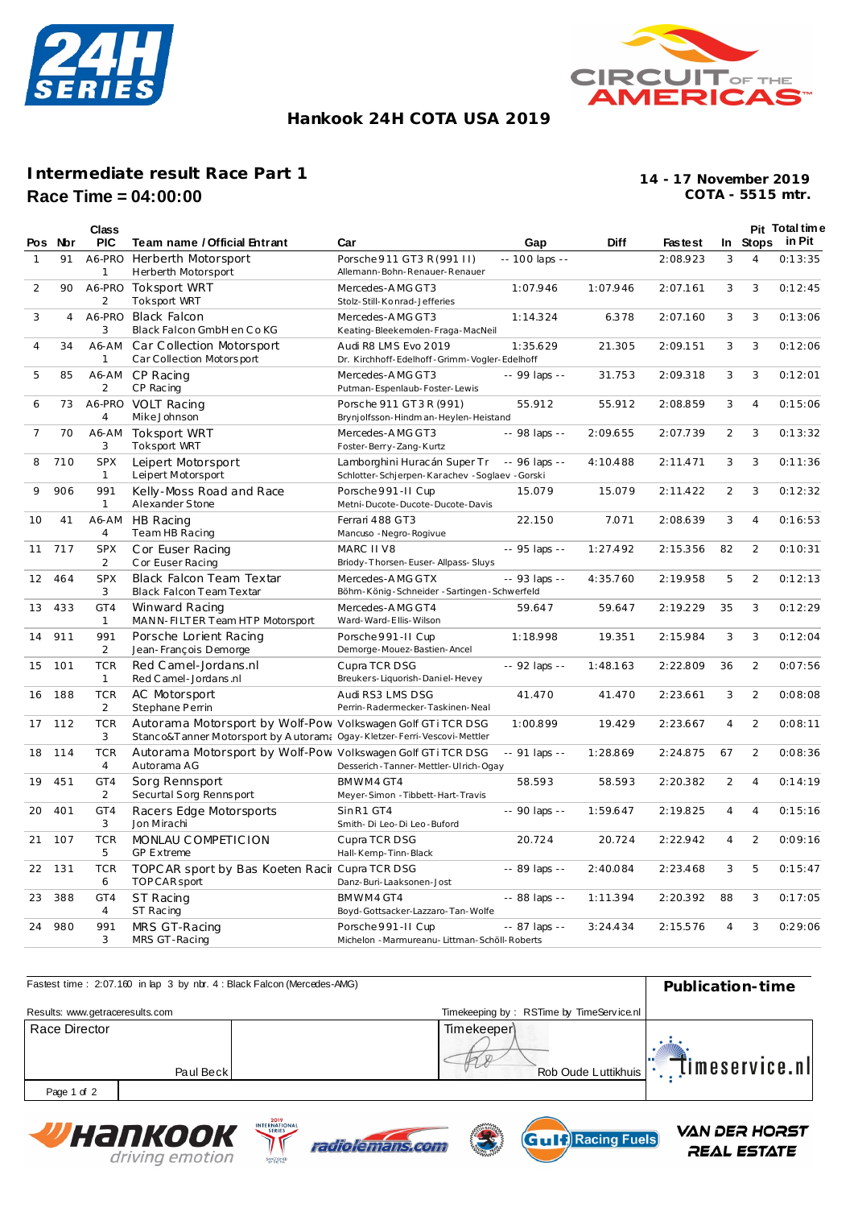# Hankook 24H COTA USA 2019

## Intermediate result Race Part 1

**Race Time = 04:00:00**

**14 - 17 November 2019**
**COTA - 5515 mtr.**

| Pos | Nbr | Class PIC | Team name / Official Entrant | Car | Gap | Diff | Fastest | In | Pit Stops | Total time in Pit |
|---|---|---|---|---|---|---|---|---|---|---|
| 1 | 91 | A6-PRO 1 | Herberth Motorsport<br>Herberth Motorsport | Porsche 911 GT3 R (991 II)<br>Allemann-Bohn-Renauer-Renauer | -- 100 laps -- | | 2:08.923 | 3 | 4 | 0:13:35 |
| 2 | 90 | A6-PRO 2 | Toksport WRT<br>Toksport WRT | Mercedes-AMG GT3<br>Stolz-Still-Konrad-Jefferies | 1:07.946 | 1:07.946 | 2:07.161 | 3 | 3 | 0:12:45 |
| 3 | 4 | A6-PRO 3 | Black Falcon<br>Black Falcon GmbH en Co KG | Mercedes-AMG GT3<br>Keating-Bleekemolen-Fraga-MacNeil | 1:14.324 | 6.378 | 2:07.160 | 3 | 3 | 0:13:06 |
| 4 | 34 | A6-AM 1 | Car Collection Motorsport<br>Car Collection Motorsport | Audi R8 LMS Evo 2019<br>Dr. Kirchhoff-Edelhoff-Grimm-Vogler-Edelhoff | 1:35.629 | 21.305 | 2:09.151 | 3 | 3 | 0:12:06 |
| 5 | 85 | A6-AM 2 | CP Racing<br>CP Racing | Mercedes-AMG GT3<br>Putman-Espenlaub-Foster-Lewis | -- 99 laps -- | 31.753 | 2:09.318 | 3 | 3 | 0:12:01 |
| 6 | 73 | A6-PRO 4 | VOLT Racing<br>Mike Johnson | Porsche 911 GT3 R (991)<br>Brynjolfsson-Hindman-Heylen-Heistand | 55.912 | 55.912 | 2:08.859 | 3 | 4 | 0:15:06 |
| 7 | 70 | A6-AM 3 | Toksport WRT<br>Toksport WRT | Mercedes-AMG GT3<br>Foster-Berry-Zang-Kurtz | -- 98 laps -- | 2:09.655 | 2:07.739 | 2 | 3 | 0:13:32 |
| 8 | 710 | SPX 1 | Leipert Motorsport<br>Leipert Motorsport | Lamborghini Huracán Super Tr<br>Schlotter-Schjerpen-Karachev-Soglaev-Gorski | -- 96 laps -- | 4:10.488 | 2:11.471 | 3 | 3 | 0:11:36 |
| 9 | 906 | 991 1 | Kelly-Moss Road and Race<br>Alexander Stone | Porsche 991-II Cup<br>Metni-Ducote-Ducote-Ducote-Davis | 15.079 | 15.079 | 2:11.422 | 2 | 3 | 0:12:32 |
| 10 | 41 | A6-AM 4 | HB Racing<br>Team HB Racing | Ferrari 488 GT3<br>Mancuso-Negro-Rogivue | 22.150 | 7.071 | 2:08.639 | 3 | 4 | 0:16:53 |
| 11 | 717 | SPX 2 | Cor Euser Racing<br>Cor Euser Racing | MARC II V8<br>Briody-Thorsen-Euser-Allpass-Sluys | -- 95 laps -- | 1:27.492 | 2:15.356 | 82 | 2 | 0:10:31 |
| 12 | 464 | SPX 3 | Black Falcon Team Textar<br>Black Falcon Team Textar | Mercedes-AMG GTX<br>Böhm-König-Schneider-Sartingen-Schwerfeld | -- 93 laps -- | 4:35.760 | 2:19.958 | 5 | 2 | 0:12:13 |
| 13 | 433 | GT4 1 | Winward Racing<br>MANN-FILTER Team HTP Motorsport | Mercedes-AMG GT4<br>Ward-Ward-Ellis-Wilson | 59.647 | 59.647 | 2:19.229 | 35 | 3 | 0:12:29 |
| 14 | 911 | 991 2 | Porsche Lorient Racing<br>Jean-François Demorge | Porsche 991-II Cup<br>Demorge-Mouez-Bastien-Ancel | 1:18.998 | 19.351 | 2:15.984 | 3 | 3 | 0:12:04 |
| 15 | 101 | TCR 1 | Red Camel-Jordans.nl<br>Red Camel-Jordans.nl | Cupra TCR DSG<br>Breukers-Liquorish-Daniel-Hevey | -- 92 laps -- | 1:48.163 | 2:22.809 | 36 | 2 | 0:07:56 |
| 16 | 188 | TCR 2 | AC Motorsport<br>Stephane Perrin | Audi RS3 LMS DSG<br>Perrin-Radermecker-Taskinen-Neal | 41.470 | 41.470 | 2:23.661 | 3 | 2 | 0:08:08 |
| 17 | 112 | TCR 3 | Autorama Motorsport by Wolf-Pow<br>Stanco&Tanner Motorsport by Autorama | Volkswagen Golf GTi TCR DSG<br>Ogay-Kletzer-Ferri-Vescovi-Mettler | 1:00.899 | 19.429 | 2:23.667 | 4 | 2 | 0:08:11 |
| 18 | 114 | TCR 4 | Autorama Motorsport by Wolf-Pow<br>Autorama AG | Volkswagen Golf GTi TCR DSG<br>Desserich-Tanner-Mettler-Ulrich-Ogay | -- 91 laps -- | 1:28.869 | 2:24.875 | 67 | 2 | 0:08:36 |
| 19 | 451 | GT4 2 | Sorg Rennsport<br>Securtal Sorg Rennsport | BMW M4 GT4<br>Meyer-Simon-Tibbett-Hart-Travis | 58.593 | 58.593 | 2:20.382 | 2 | 4 | 0:14:19 |
| 20 | 401 | GT4 3 | Racers Edge Motorsports<br>Jon Mirachi | Sin R1 GT4<br>Smith-Di Leo-Di Leo-Buford | -- 90 laps -- | 1:59.647 | 2:19.825 | 4 | 4 | 0:15:16 |
| 21 | 107 | TCR 5 | MONLAU COMPETICION<br>GP Extreme | Cupra TCR DSG<br>Hall-Kemp-Tinn-Black | 20.724 | 20.724 | 2:22.942 | 4 | 2 | 0:09:16 |
| 22 | 131 | TCR 6 | TOPCAR sport by Bas Koeten Racir<br>TOPCAR sport | Cupra TCR DSG<br>Danz-Buri-Laaksonen-Jost | -- 89 laps -- | 2:40.084 | 2:23.468 | 3 | 5 | 0:15:47 |
| 23 | 388 | GT4 4 | ST Racing<br>ST Racing | BMW M4 GT4<br>Boyd-Gottsacker-Lazzaro-Tan-Wolfe | -- 88 laps -- | 1:11.394 | 2:20.392 | 88 | 3 | 0:17:05 |
| 24 | 980 | 991 3 | MRS GT-Racing<br>MRS GT-Racing | Porsche 991-II Cup<br>Michelon-Marmureanu-Littman-Schöll-Roberts | -- 87 laps -- | 3:24.434 | 2:15.576 | 4 | 3 | 0:29:06 |

Fastest time : 2:07.160 in lap 3 by nbr. 4 : Black Falcon (Mercedes-AMG)

**Publication-time**

Results: www.getraceresults.com

Timekeeping by : RSTime by TimeService.nl

| Race Director | Timekeeper |
|---|---|
| Paul Beck | Rob Oude Luttikhuis |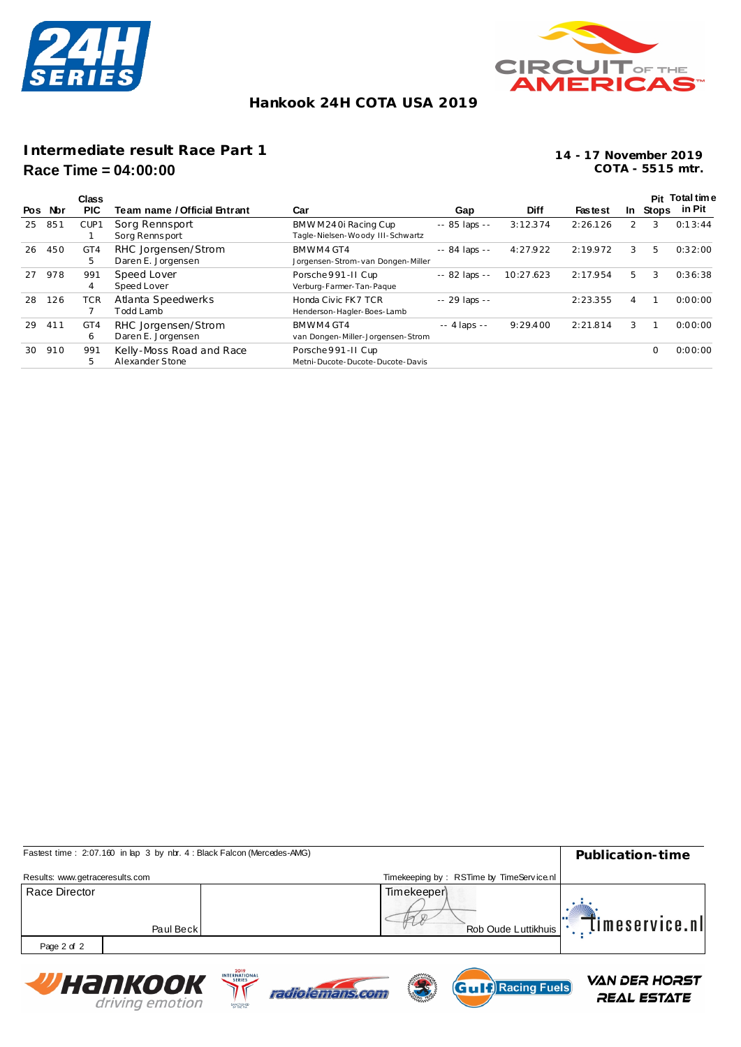# Hankook 24H COTA USA 2019

## Intermediate result Race Part 1

**Race Time = 04:00:00**

**14 - 17 November 2019**
**COTA - 5515 mtr.**

| Pos | Nbr | Class PIC | Team name / Official Entrant | Car | Gap | Diff | Fastest | In | Pit Stops | Total time in Pit |
|---|---|---|---|---|---|---|---|---|---|---|
| 25 | 851 | CUP1 1 | Sorg Rennsport Sorg Rennsport | BMW M240i Racing Cup Tagle-Nielsen-Woody III-Schwartz | -- 85 laps -- | 3:12.374 | 2:26.126 | 2 | 3 | 0:13:44 |
| 26 | 450 | GT4 5 | RHC Jorgensen/Strom Daren E. Jorgensen | BMW M4 GT4 Jorgensen-Strom-van Dongen-Miller | -- 84 laps -- | 4:27.922 | 2:19.972 | 3 | 5 | 0:32:00 |
| 27 | 978 | 991 4 | Speed Lover Speed Lover | Porsche 991-II Cup Verburg-Farmer-Tan-Paque | -- 82 laps -- | 10:27.623 | 2:17.954 | 5 | 3 | 0:36:38 |
| 28 | 126 | TCR 7 | Atlanta Speedwerks Todd Lamb | Honda Civic FK7 TCR Henderson-Hagler-Boes-Lamb | -- 29 laps -- | | 2:23.355 | 4 | 1 | 0:00:00 |
| 29 | 411 | GT4 6 | RHC Jorgensen/Strom Daren E. Jorgensen | BMW M4 GT4 van Dongen-Miller-Jorgensen-Strom | -- 4 laps -- | 9:29.400 | 2:21.814 | 3 | 1 | 0:00:00 |
| 30 | 910 | 991 5 | Kelly-Moss Road and Race Alexander Stone | Porsche 991-II Cup Metni-Ducote-Ducote-Ducote-Davis | | | | | 0 | 0:00:00 |

Fastest time : 2:07.160 in lap 3 by nbr. 4 : Black Falcon (Mercedes-AMG)

Results: www.getraceresults.com

Timekeeping by : RSTime by TimeService.nl

**Publication-time**

Race Director: Paul Beck

Timekeeper: Rob Oude Luttikhuis